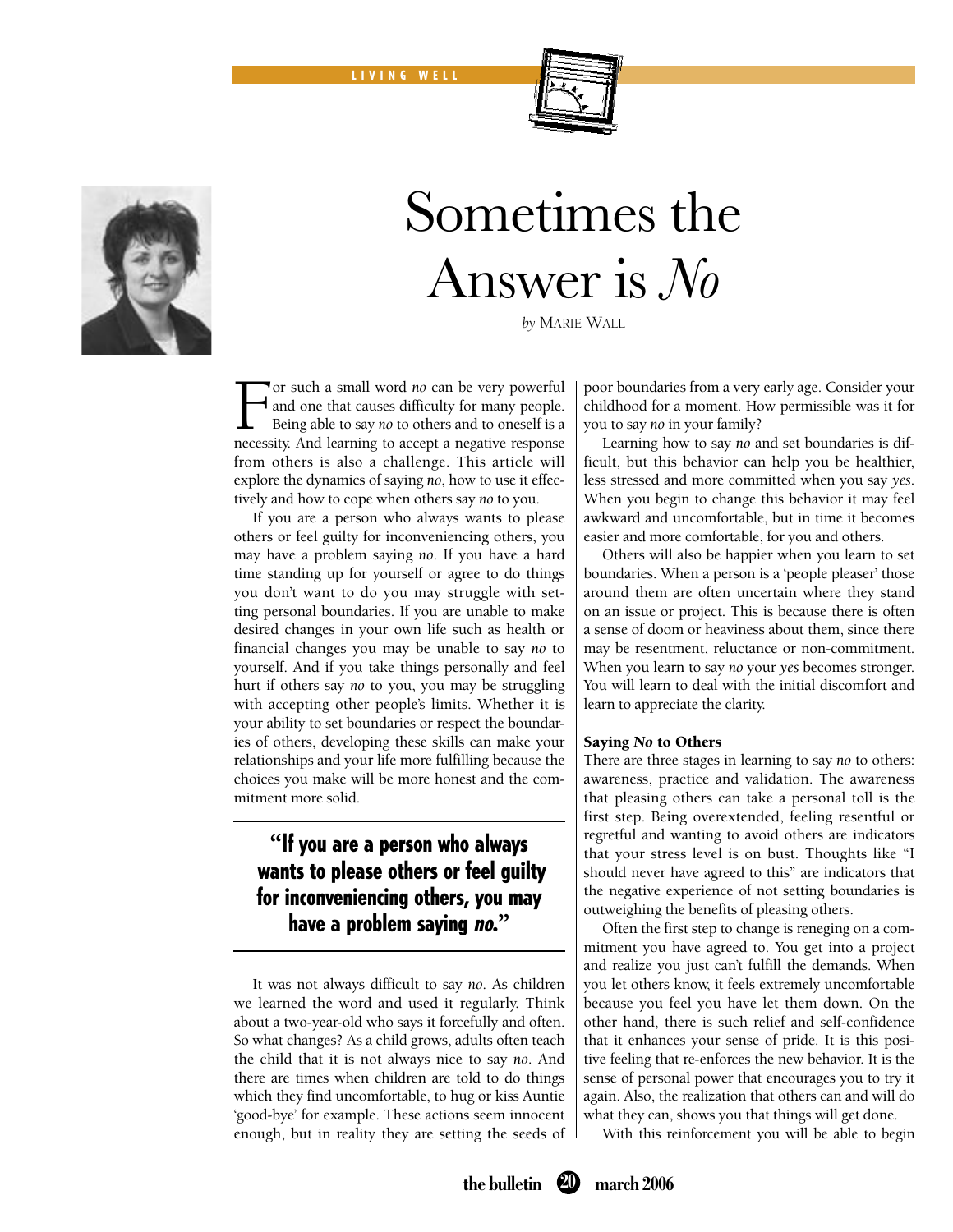# Sometimes the Answer is *No*

*by* Marie Wall

For such a small word *no* can be very powerful and one that causes difficulty for many people. Being able to say *no* to others and to oneself is a necessity. And learning to accept a negative response from others is also a challenge. This article will explore the dynamics of saying *no*, how to use it effectively and how to cope when others say *no* to you.

If you are a person who always wants to please others or feel guilty for inconveniencing others, you may have a problem saying *no*. If you have a hard time standing up for yourself or agree to do things you don't want to do you may struggle with setting personal boundaries. If you are unable to make desired changes in your own life such as health or financial changes you may be unable to say *no* to yourself. And if you take things personally and feel hurt if others say *no* to you, you may be struggling with accepting other people's limits. Whether it is your ability to set boundaries or respect the boundaries of others, developing these skills can make your relationships and your life more fulfilling because the choices you make will be more honest and the commitment more solid.

> **"If you are a person who always wants to please others or feel guilty for inconveniencing others, you may have a problem saying *no*."**

It was not always difficult to say *no*. As children we learned the word and used it regularly. Think about a two-year-old who says it forcefully and often. So what changes? As a child grows, adults often teach the child that it is not always nice to say *no*. And there are times when children are told to do things which they find uncomfortable, to hug or kiss Auntie 'good-bye' for example. These actions seem innocent enough, but in reality they are setting the seeds of poor boundaries from a very early age. Consider your childhood for a moment. How permissible was it for you to say *no* in your family?

Learning how to say *no* and set boundaries is difficult, but this behavior can help you be healthier, less stressed and more committed when you say *yes*. When you begin to change this behavior it may feel awkward and uncomfortable, but in time it becomes easier and more comfortable, for you and others.

Others will also be happier when you learn to set boundaries. When a person is a 'people pleaser' those around them are often uncertain where they stand on an issue or project. This is because there is often a sense of doom or heaviness about them, since there may be resentment, reluctance or non-commitment. When you learn to say *no* your *yes* becomes stronger. You will learn to deal with the initial discomfort and learn to appreciate the clarity.

### Saying *No* to Others

There are three stages in learning to say *no* to others: awareness, practice and validation. The awareness that pleasing others can take a personal toll is the first step. Being overextended, feeling resentful or regretful and wanting to avoid others are indicators that your stress level is on bust. Thoughts like "I should never have agreed to this" are indicators that the negative experience of not setting boundaries is outweighing the benefits of pleasing others.

Often the first step to change is reneging on a commitment you have agreed to. You get into a project and realize you just can't fulfill the demands. When you let others know, it feels extremely uncomfortable because you feel you have let them down. On the other hand, there is such relief and self-confidence that it enhances your sense of pride. It is this positive feeling that re-enforces the new behavior. It is the sense of personal power that encourages you to try it again. Also, the realization that others can and will do what they can, shows you that things will get done.

With this reinforcement you will be able to begin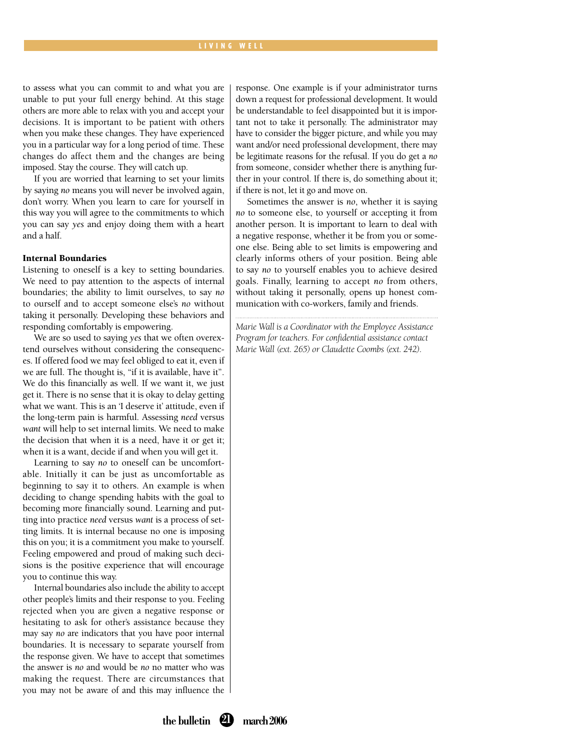to assess what you can commit to and what you are unable to put your full energy behind. At this stage others are more able to relax with you and accept your decisions. It is important to be patient with others when you make these changes. They have experienced you in a particular way for a long period of time. These changes do affect them and the changes are being imposed. Stay the course. They will catch up.

If you are worried that learning to set your limits by saying *no* means you will never be involved again, don't worry. When you learn to care for yourself in this way you will agree to the commitments to which you can say *yes* and enjoy doing them with a heart and a half.

**Internal Boundaries**

Listening to oneself is a key to setting boundaries. We need to pay attention to the aspects of internal boundaries; the ability to limit ourselves, to say *no* to ourself and to accept someone else's *no* without taking it personally. Developing these behaviors and responding comfortably is empowering.

We are so used to saying *yes* that we often overextend ourselves without considering the consequences. If offered food we may feel obliged to eat it, even if we are full. The thought is, "if it is available, have it". We do this financially as well. If we want it, we just get it. There is no sense that it is okay to delay getting what we want. This is an 'I deserve it' attitude, even if the long-term pain is harmful. Assessing *need* versus *want* will help to set internal limits. We need to make the decision that when it is a need, have it or get it; when it is a want, decide if and when you will get it.

Learning to say *no* to oneself can be uncomfortable. Initially it can be just as uncomfortable as beginning to say it to others. An example is when deciding to change spending habits with the goal to becoming more financially sound. Learning and putting into practice *need* versus *want* is a process of setting limits. It is internal because no one is imposing this on you; it is a commitment you make to yourself. Feeling empowered and proud of making such decisions is the positive experience that will encourage you to continue this way.

Internal boundaries also include the ability to accept other people's limits and their response to you. Feeling rejected when you are given a negative response or hesitating to ask for other's assistance because they may say *no* are indicators that you have poor internal boundaries. It is necessary to separate yourself from the response given. We have to accept that sometimes the answer is *no* and would be *no* no matter who was making the request. There are circumstances that you may not be aware of and this may influence the response. One example is if your administrator turns down a request for professional development. It would be understandable to feel disappointed but it is important not to take it personally. The administrator may have to consider the bigger picture, and while you may want and/or need professional development, there may be legitimate reasons for the refusal. If you do get a *no* from someone, consider whether there is anything further in your control. If there is, do something about it; if there is not, let it go and move on.

Sometimes the answer is *no*, whether it is saying *no* to someone else, to yourself or accepting it from another person. It is important to learn to deal with a negative response, whether it be from you or someone else. Being able to set limits is empowering and clearly informs others of your position. Being able to say *no* to yourself enables you to achieve desired goals. Finally, learning to accept *no* from others, without taking it personally, opens up honest communication with co-workers, family and friends.

---

*Marie Wall is a Coordinator with the Employee Assistance Program for teachers. For confidential assistance contact Marie Wall (ext. 265) or Claudette Coombs (ext. 242).*